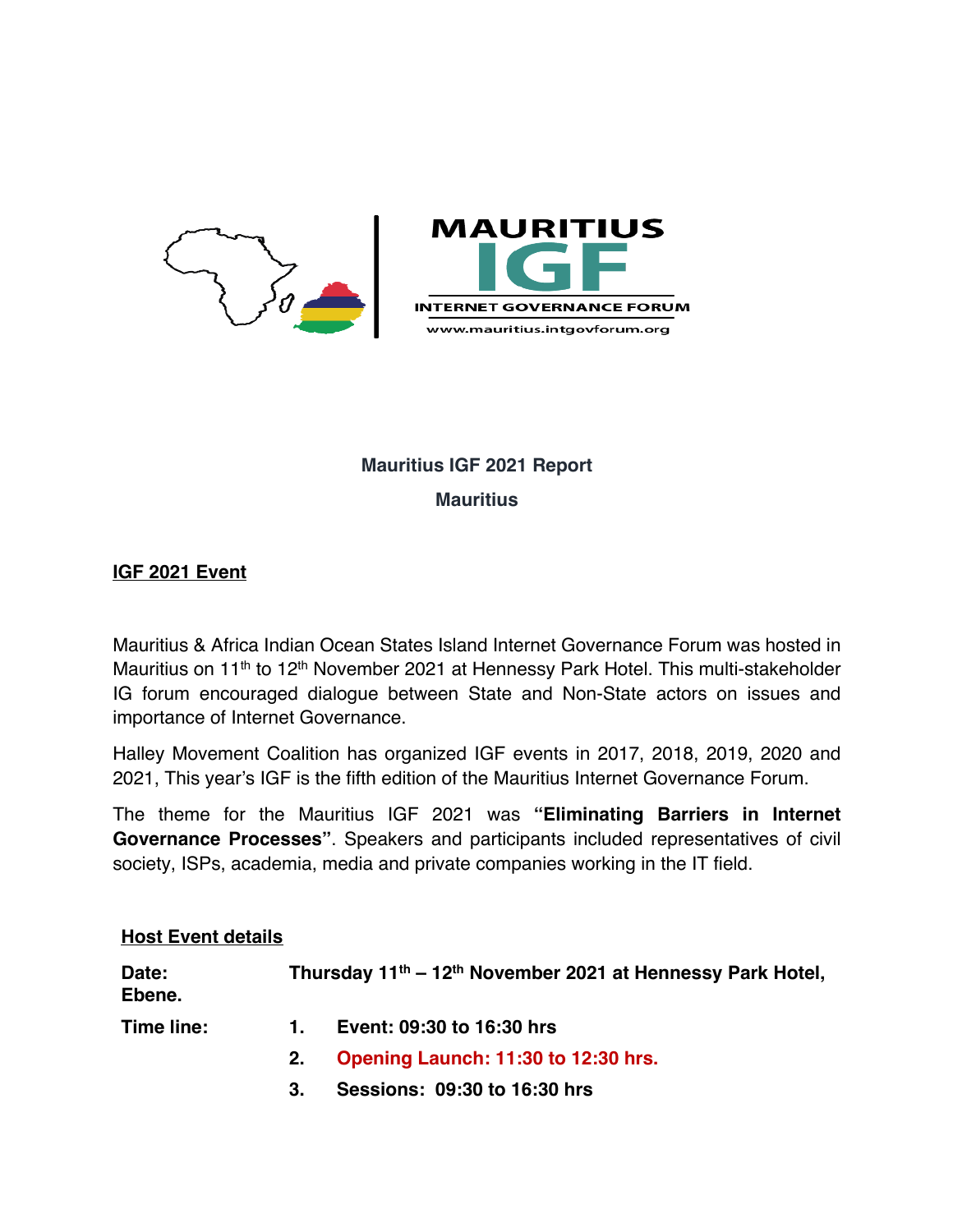MAURITIUS IGF INTERNET GOVERNANCE FORUM www.mauritius.intgovforum.org

**Mauritius IGF 2021 Report**

**Mauritius**

## IGF 2021 Event

Mauritius & Africa Indian Ocean States Island Internet Governance Forum was hosted in Mauritius on 11th to 12th November 2021 at Hennessy Park Hotel. This multi-stakeholder IG forum encouraged dialogue between State and Non-State actors on issues and importance of Internet Governance.

Halley Movement Coalition has organized IGF events in 2017, 2018, 2019, 2020 and 2021, This year's IGF is the fifth edition of the Mauritius Internet Governance Forum.

The theme for the Mauritius IGF 2021 was **"Eliminating Barriers in Internet Governance Processes"**. Speakers and participants included representatives of civil society, ISPs, academia, media and private companies working in the IT field.

## Host Event details

**Date:** **Thursday 11th – 12th November 2021 at Hennessy Park Hotel, Ebene.**

**Time line:**

1. **Event: 09:30 to 16:30 hrs**
2. **Opening Launch: 11:30 to 12:30 hrs.**
3. **Sessions: 09:30 to 16:30 hrs**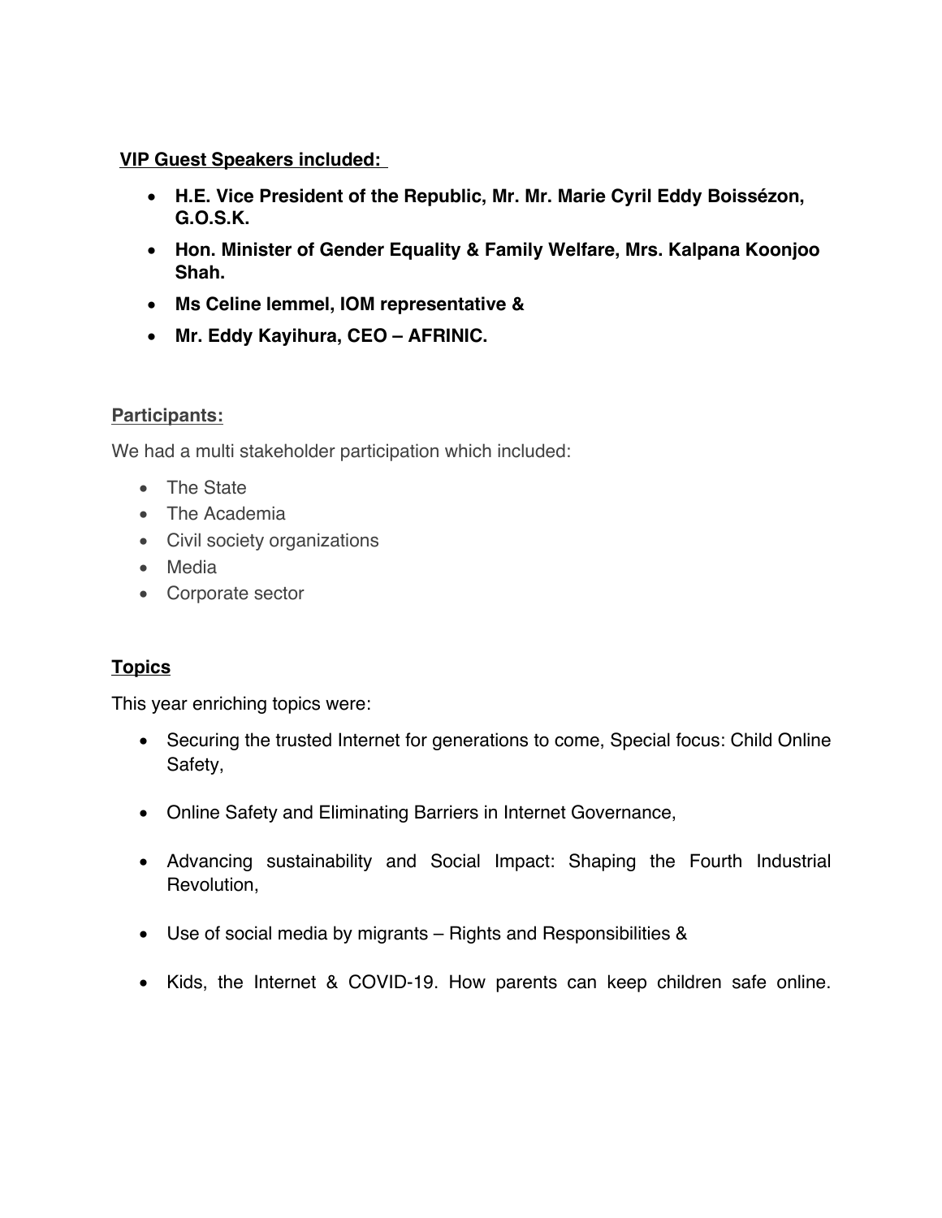**VIP Guest Speakers included:**

- **H.E. Vice President of the Republic, Mr. Mr. Marie Cyril Eddy Boissézon, G.O.S.K.**
- **Hon. Minister of Gender Equality & Family Welfare, Mrs. Kalpana Koonjoo Shah.**
- **Ms Celine lemmel, IOM representative &**
- **Mr. Eddy Kayihura, CEO – AFRINIC.**

**Participants:**

We had a multi stakeholder participation which included:

- The State
- The Academia
- Civil society organizations
- Media
- Corporate sector

**Topics**

This year enriching topics were:

- Securing the trusted Internet for generations to come, Special focus: Child Online Safety,
- Online Safety and Eliminating Barriers in Internet Governance,
- Advancing sustainability and Social Impact: Shaping the Fourth Industrial Revolution,
- Use of social media by migrants – Rights and Responsibilities &
- Kids, the Internet & COVID-19. How parents can keep children safe online.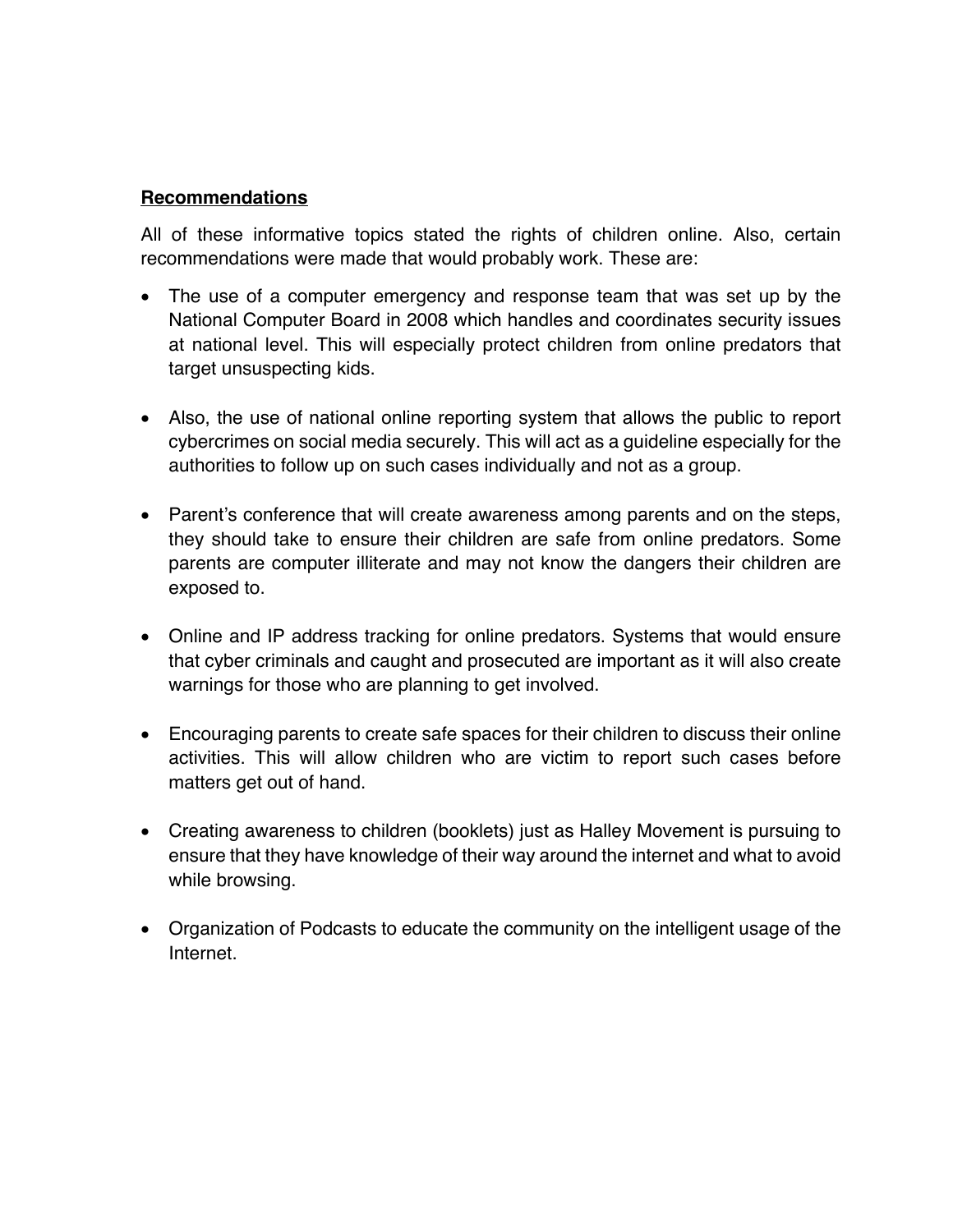## Recommendations

All of these informative topics stated the rights of children online. Also, certain recommendations were made that would probably work. These are:

- The use of a computer emergency and response team that was set up by the National Computer Board in 2008 which handles and coordinates security issues at national level. This will especially protect children from online predators that target unsuspecting kids.

- Also, the use of national online reporting system that allows the public to report cybercrimes on social media securely. This will act as a guideline especially for the authorities to follow up on such cases individually and not as a group.

- Parent's conference that will create awareness among parents and on the steps, they should take to ensure their children are safe from online predators. Some parents are computer illiterate and may not know the dangers their children are exposed to.

- Online and IP address tracking for online predators. Systems that would ensure that cyber criminals and caught and prosecuted are important as it will also create warnings for those who are planning to get involved.

- Encouraging parents to create safe spaces for their children to discuss their online activities. This will allow children who are victim to report such cases before matters get out of hand.

- Creating awareness to children (booklets) just as Halley Movement is pursuing to ensure that they have knowledge of their way around the internet and what to avoid while browsing.

- Organization of Podcasts to educate the community on the intelligent usage of the Internet.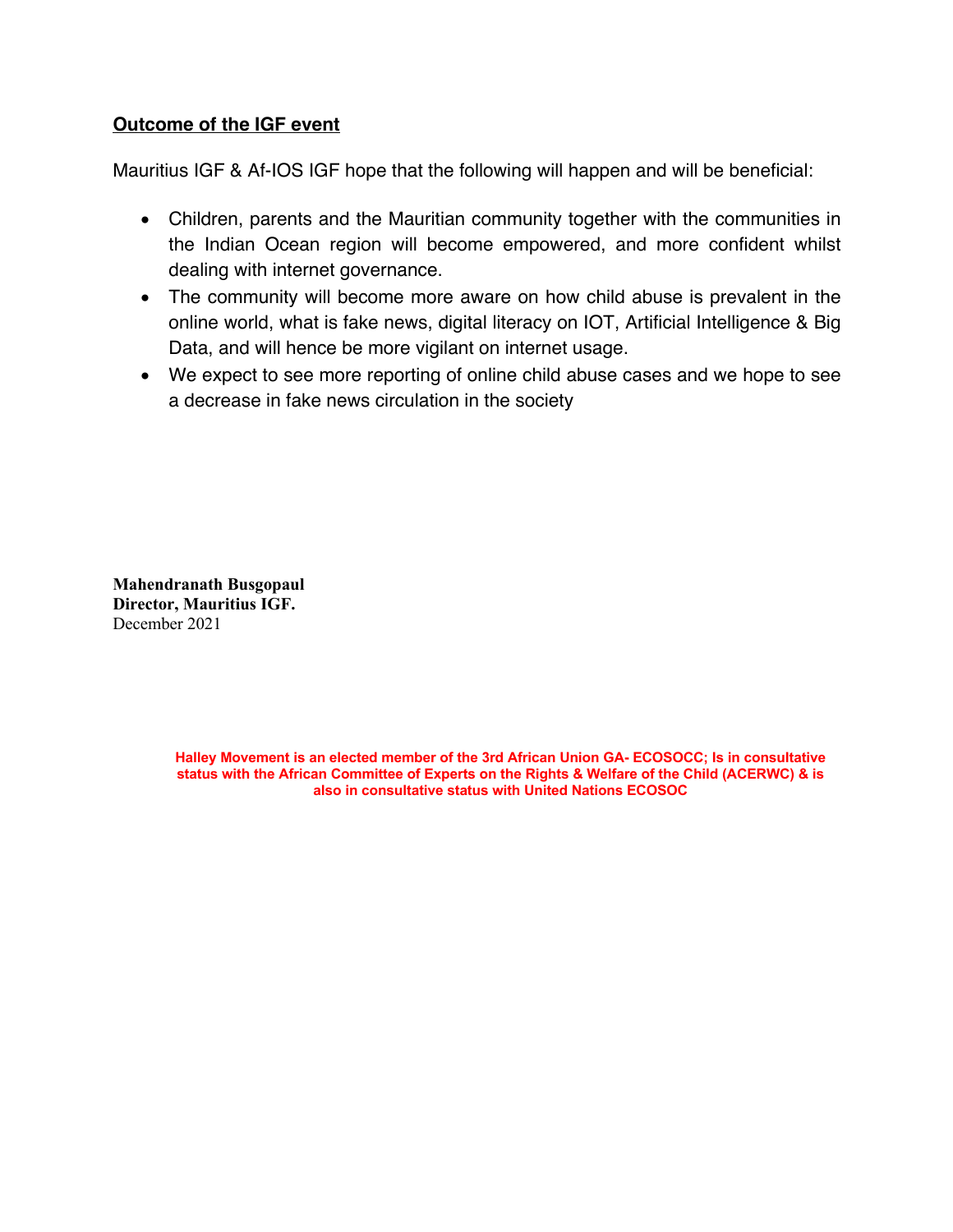**Outcome of the IGF event**

Mauritius IGF & Af-IOS IGF hope that the following will happen and will be beneficial:

- Children, parents and the Mauritian community together with the communities in the Indian Ocean region will become empowered, and more confident whilst dealing with internet governance.
- The community will become more aware on how child abuse is prevalent in the online world, what is fake news, digital literacy on IOT, Artificial Intelligence & Big Data, and will hence be more vigilant on internet usage.
- We expect to see more reporting of online child abuse cases and we hope to see a decrease in fake news circulation in the society

**Mahendranath Busgopaul**
**Director, Mauritius IGF.**
December 2021

**Halley Movement is an elected member of the 3rd African Union GA- ECOSOCC; Is in consultative status with the African Committee of Experts on the Rights & Welfare of the Child (ACERWC) & is also in consultative status with United Nations ECOSOC**